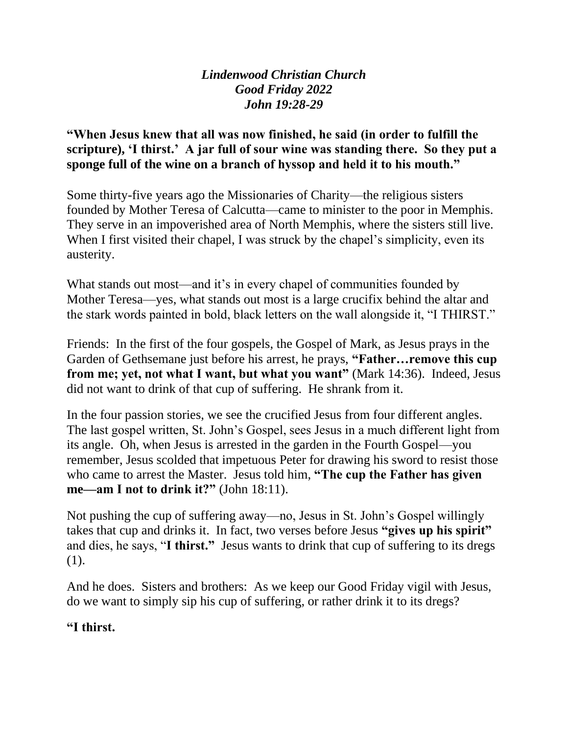*Lindenwood Christian Church*
*Good Friday 2022*
*John 19:28-29*

**"When Jesus knew that all was now finished, he said (in order to fulfill the scripture), 'I thirst.' A jar full of sour wine was standing there. So they put a sponge full of the wine on a branch of hyssop and held it to his mouth."**

Some thirty-five years ago the Missionaries of Charity—the religious sisters founded by Mother Teresa of Calcutta—came to minister to the poor in Memphis. They serve in an impoverished area of North Memphis, where the sisters still live. When I first visited their chapel, I was struck by the chapel's simplicity, even its austerity.

What stands out most—and it's in every chapel of communities founded by Mother Teresa—yes, what stands out most is a large crucifix behind the altar and the stark words painted in bold, black letters on the wall alongside it, "I THIRST."

Friends: In the first of the four gospels, the Gospel of Mark, as Jesus prays in the Garden of Gethsemane just before his arrest, he prays, **"Father…remove this cup from me; yet, not what I want, but what you want"** (Mark 14:36). Indeed, Jesus did not want to drink of that cup of suffering. He shrank from it.

In the four passion stories, we see the crucified Jesus from four different angles. The last gospel written, St. John's Gospel, sees Jesus in a much different light from its angle. Oh, when Jesus is arrested in the garden in the Fourth Gospel—you remember, Jesus scolded that impetuous Peter for drawing his sword to resist those who came to arrest the Master. Jesus told him, **"The cup the Father has given me—am I not to drink it?"** (John 18:11).

Not pushing the cup of suffering away—no, Jesus in St. John's Gospel willingly takes that cup and drinks it. In fact, two verses before Jesus **"gives up his spirit"** and dies, he says, "**I thirst."** Jesus wants to drink that cup of suffering to its dregs (1).

And he does. Sisters and brothers: As we keep our Good Friday vigil with Jesus, do we want to simply sip his cup of suffering, or rather drink it to its dregs?

**"I thirst.**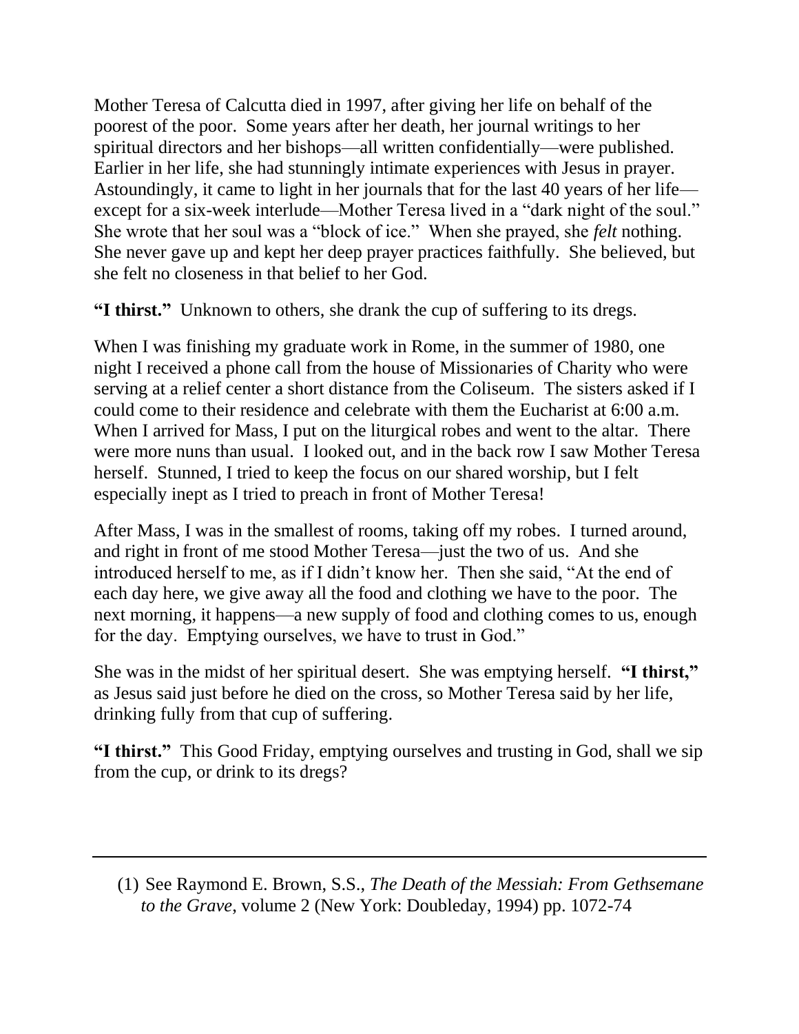Mother Teresa of Calcutta died in 1997, after giving her life on behalf of the poorest of the poor. Some years after her death, her journal writings to her spiritual directors and her bishops—all written confidentially—were published. Earlier in her life, she had stunningly intimate experiences with Jesus in prayer. Astoundingly, it came to light in her journals that for the last 40 years of her life—except for a six-week interlude—Mother Teresa lived in a "dark night of the soul." She wrote that her soul was a "block of ice." When she prayed, she *felt* nothing. She never gave up and kept her deep prayer practices faithfully. She believed, but she felt no closeness in that belief to her God.

**"I thirst."** Unknown to others, she drank the cup of suffering to its dregs.

When I was finishing my graduate work in Rome, in the summer of 1980, one night I received a phone call from the house of Missionaries of Charity who were serving at a relief center a short distance from the Coliseum. The sisters asked if I could come to their residence and celebrate with them the Eucharist at 6:00 a.m. When I arrived for Mass, I put on the liturgical robes and went to the altar. There were more nuns than usual. I looked out, and in the back row I saw Mother Teresa herself. Stunned, I tried to keep the focus on our shared worship, but I felt especially inept as I tried to preach in front of Mother Teresa!

After Mass, I was in the smallest of rooms, taking off my robes. I turned around, and right in front of me stood Mother Teresa—just the two of us. And she introduced herself to me, as if I didn't know her. Then she said, "At the end of each day here, we give away all the food and clothing we have to the poor. The next morning, it happens—a new supply of food and clothing comes to us, enough for the day. Emptying ourselves, we have to trust in God."

She was in the midst of her spiritual desert. She was emptying herself. **"I thirst,"** as Jesus said just before he died on the cross, so Mother Teresa said by her life, drinking fully from that cup of suffering.

**"I thirst."** This Good Friday, emptying ourselves and trusting in God, shall we sip from the cup, or drink to its dregs?

---

(1) See Raymond E. Brown, S.S., *The Death of the Messiah: From Gethsemane to the Grave*, volume 2 (New York: Doubleday, 1994) pp. 1072-74